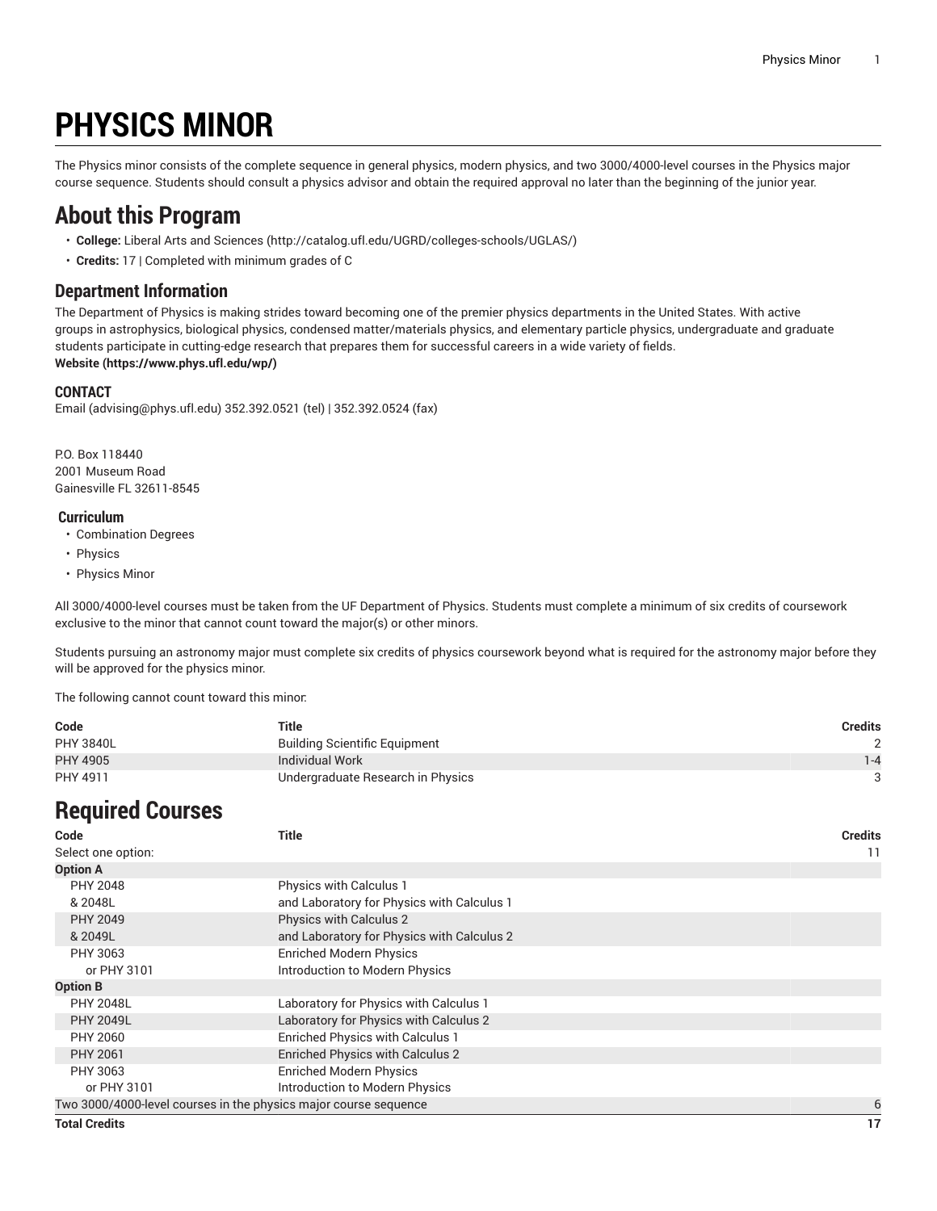# PHYSICS MINOR

The Physics minor consists of the complete sequence in general physics, modern physics, and two 3000/4000-level courses in the Physics major course sequence. Students should consult a physics advisor and obtain the required approval no later than the beginning of the junior year.

## About this Program

- **College:** Liberal Arts and Sciences (http://catalog.ufl.edu/UGRD/colleges-schools/UGLAS/)
- **Credits:** 17 | Completed with minimum grades of C

### Department Information

The Department of Physics is making strides toward becoming one of the premier physics departments in the United States. With active groups in astrophysics, biological physics, condensed matter/materials physics, and elementary particle physics, undergraduate and graduate students participate in cutting-edge research that prepares them for successful careers in a wide variety of fields.
**Website (https://www.phys.ufl.edu/wp/)**

#### CONTACT

Email (advising@phys.ufl.edu) 352.392.0521 (tel) | 352.392.0524 (fax)

P.O. Box 118440
2001 Museum Road
Gainesville FL 32611-8545

#### Curriculum

- Combination Degrees
- Physics
- Physics Minor

All 3000/4000-level courses must be taken from the UF Department of Physics. Students must complete a minimum of six credits of coursework exclusive to the minor that cannot count toward the major(s) or other minors.

Students pursuing an astronomy major must complete six credits of physics coursework beyond what is required for the astronomy major before they will be approved for the physics minor.

The following cannot count toward this minor:

| Code | Title | Credits |
|---|---|---|
| PHY 3840L | Building Scientific Equipment | 2 |
| PHY 4905 | Individual Work | 1-4 |
| PHY 4911 | Undergraduate Research in Physics | 3 |

## Required Courses

| Code | Title | Credits |
|---|---|---|
| Select one option: | | 11 |
| **Option A** | | |
| PHY 2048 | Physics with Calculus 1 | |
| & 2048L | and Laboratory for Physics with Calculus 1 | |
| PHY 2049 | Physics with Calculus 2 | |
| & 2049L | and Laboratory for Physics with Calculus 2 | |
| PHY 3063 | Enriched Modern Physics | |
| or PHY 3101 | Introduction to Modern Physics | |
| **Option B** | | |
| PHY 2048L | Laboratory for Physics with Calculus 1 | |
| PHY 2049L | Laboratory for Physics with Calculus 2 | |
| PHY 2060 | Enriched Physics with Calculus 1 | |
| PHY 2061 | Enriched Physics with Calculus 2 | |
| PHY 3063 | Enriched Modern Physics | |
| or PHY 3101 | Introduction to Modern Physics | |
| Two 3000/4000-level courses in the physics major course sequence | | 6 |
| **Total Credits** | | **17** |